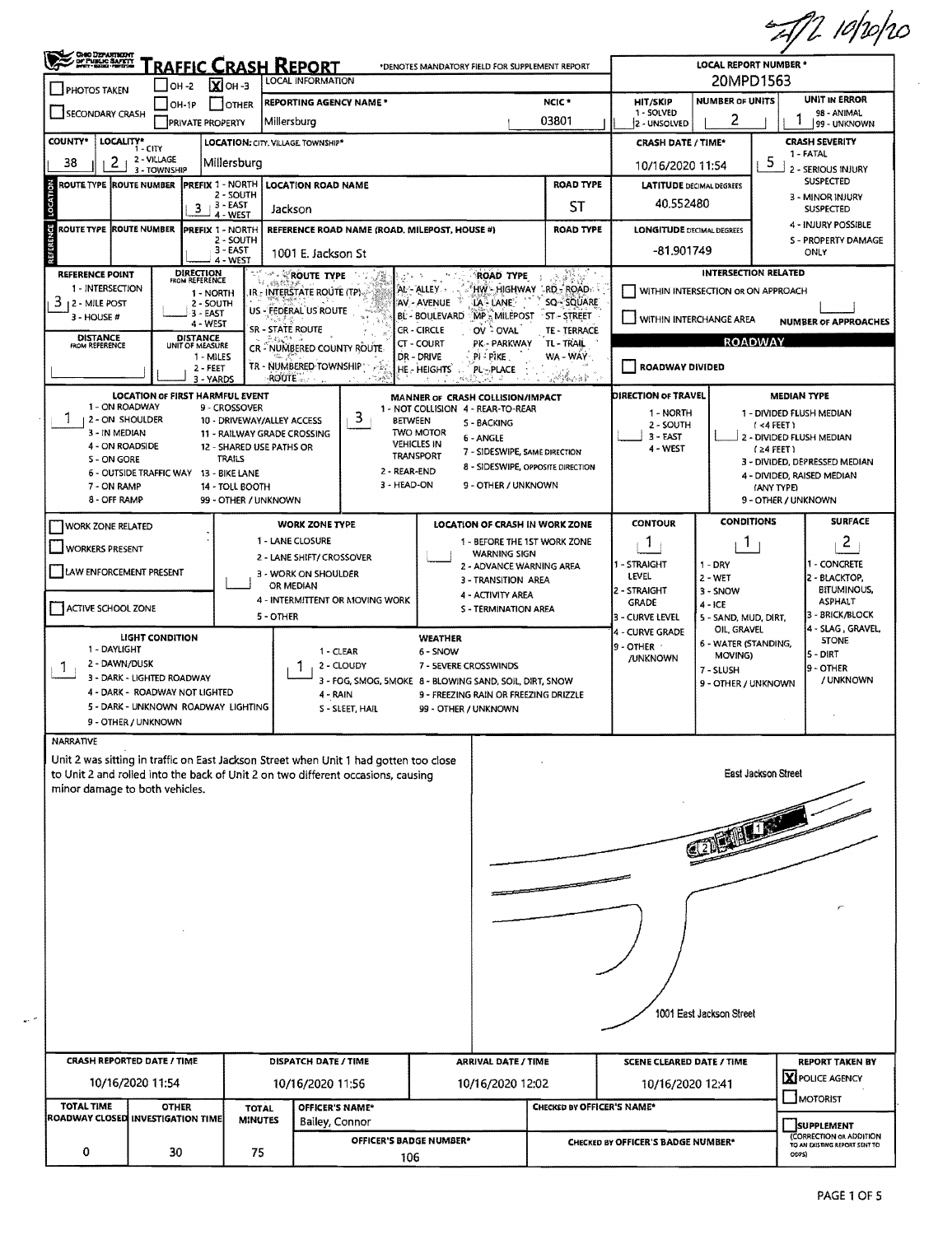TR 10/20/20

# TRAFFIC CRASH REPORT

*DENOTES MANDATORY FIELD FOR SUPPLEMENT REPORT

| | |
|---|---|
| LOCAL REPORT NUMBER * | 20MPD1563 |
| PHOTOS TAKEN | ☐ |
| SECONDARY CRASH | ☐ |
| OH -2 | ☐ |
| OH -3 | ☒ |
| OH-1P | ☐ |
| OTHER | ☐ |
| PRIVATE PROPERTY | ☐ |
| REPORTING AGENCY NAME * | Millersburg |
| NCIC * | 03801 |
| HIT/SKIP (1 - SOLVED, 2 - UNSOLVED) | |
| NUMBER OF UNITS | 2 |
| UNIT IN ERROR (98 - ANIMAL, 99 - UNKNOWN) | 1 |
| COUNTY* | 38 |
| LOCALITY* (1 - CITY, 2 - VILLAGE, 3 - TOWNSHIP) | 2 |
| LOCATION: CITY, VILLAGE, TOWNSHIP* | Millersburg |
| CRASH DATE / TIME* | 10/16/2020 11:54 |
| CRASH SEVERITY (1 - FATAL, 2 - SERIOUS INJURY SUSPECTED, 3 - MINOR INJURY SUSPECTED, 4 - INJURY POSSIBLE, 5 - PROPERTY DAMAGE ONLY) | 5 |

## Location

| ROUTE TYPE | ROUTE NUMBER | PREFIX (1 - NORTH, 2 - SOUTH, 3 - EAST, 4 - WEST) | LOCATION ROAD NAME | ROAD TYPE |
|---|---|---|---|---|
| | | 3 | Jackson | ST |

LATITUDE DECIMAL DEGREES: 40.552480

## Reference

| ROUTE TYPE | ROUTE NUMBER | PREFIX | REFERENCE ROAD NAME (ROAD, MILEPOST, HOUSE #) | ROAD TYPE |
|---|---|---|---|---|
| | | | 1001 E. Jackson St | |

LONGITUDE DECIMAL DEGREES: -81.901749

| REFERENCE POINT (1 - INTERSECTION, 2 - MILE POST, 3 - HOUSE #) | DIRECTION FROM REFERENCE (1 - NORTH, 2 - SOUTH, 3 - EAST, 4 - WEST) | DISTANCE FROM REFERENCE | DISTANCE UNIT OF MEASURE (1 - MILES, 2 - FEET, 3 - YARDS) |
|---|---|---|---|
| 3 | | | |

ROUTE TYPE: IR - INTERSTATE ROUTE (TP), US - FEDERAL US ROUTE, SR - STATE ROUTE, CR - NUMBERED COUNTY ROUTE, TR - NUMBERED TOWNSHIP ROUTE

ROAD TYPE: AL - ALLEY, AV - AVENUE, BL - BOULEVARD, CR - CIRCLE, CT - COURT, DR - DRIVE, HE - HEIGHTS, HW - HIGHWAY, LA - LANE, MP - MILEPOST, OV - OVAL, PK - PARKWAY, PI - PIKE, PL - PLACE, RD - ROAD, SQ - SQUARE, ST - STREET, TE - TERRACE, TL - TRAIL, WA - WAY

## Intersection Related

- ☐ WITHIN INTERSECTION OR ON APPROACH
- ☐ WITHIN INTERCHANGE AREA
- NUMBER OF APPROACHES:

## Roadway

- ☐ ROADWAY DIVIDED

| Field | Value |
|---|---|
| LOCATION OF FIRST HARMFUL EVENT (1 - ON ROADWAY, 2 - ON SHOULDER, 3 - IN MEDIAN, 4 - ON ROADSIDE, 5 - ON GORE, 6 - OUTSIDE TRAFFIC WAY, 7 - ON RAMP, 8 - OFF RAMP, 9 - CROSSOVER, 10 - DRIVEWAY/ALLEY ACCESS, 11 - RAILWAY GRADE CROSSING, 12 - SHARED USE PATHS OR TRAILS, 13 - BIKE LANE, 14 - TOLL BOOTH, 99 - OTHER / UNKNOWN) | 1 |
| MANNER OF CRASH COLLISION/IMPACT (1 - NOT COLLISION BETWEEN TWO MOTOR VEHICLES IN TRANSPORT, 2 - REAR-END, 3 - HEAD-ON, 4 - REAR-TO-REAR, 5 - BACKING, 6 - ANGLE, 7 - SIDESWIPE, SAME DIRECTION, 8 - SIDESWIPE, OPPOSITE DIRECTION, 9 - OTHER / UNKNOWN) | 3 |
| DIRECTION OF TRAVEL (1 - NORTH, 2 - SOUTH, 3 - EAST, 4 - WEST) | |
| MEDIAN TYPE (1 - DIVIDED FLUSH MEDIAN (<4 FEET), 2 - DIVIDED FLUSH MEDIAN (≥4 FEET), 3 - DIVIDED, DEPRESSED MEDIAN, 4 - DIVIDED, RAISED MEDIAN (ANY TYPE), 9 - OTHER / UNKNOWN) | |

## Work Zone

- ☐ WORK ZONE RELATED
- ☐ WORKERS PRESENT
- ☐ LAW ENFORCEMENT PRESENT
- ☐ ACTIVE SCHOOL ZONE

WORK ZONE TYPE (1 - LANE CLOSURE, 2 - LANE SHIFT/ CROSSOVER, 3 - WORK ON SHOULDER OR MEDIAN, 4 - INTERMITTENT OR MOVING WORK, 5 - OTHER):

LOCATION OF CRASH IN WORK ZONE (1 - BEFORE THE 1ST WORK ZONE WARNING SIGN, 2 - ADVANCE WARNING AREA, 3 - TRANSITION AREA, 4 - ACTIVITY AREA, 5 - TERMINATION AREA):

| Field | Value |
|---|---|
| CONTOUR (1 - STRAIGHT LEVEL, 2 - STRAIGHT GRADE, 3 - CURVE LEVEL, 4 - CURVE GRADE, 9 - OTHER /UNKNOWN) | 1 |
| CONDITIONS (1 - DRY, 2 - WET, 3 - SNOW, 4 - ICE, 5 - SAND, MUD, DIRT, OIL, GRAVEL, 6 - WATER (STANDING, MOVING), 7 - SLUSH, 9 - OTHER / UNKNOWN) | 1 |
| SURFACE (1 - CONCRETE, 2 - BLACKTOP, BITUMINOUS, ASPHALT, 3 - BRICK/BLOCK, 4 - SLAG, GRAVEL, STONE, 5 - DIRT, 9 - OTHER / UNKNOWN) | 2 |
| LIGHT CONDITION (1 - DAYLIGHT, 2 - DAWN/DUSK, 3 - DARK - LIGHTED ROADWAY, 4 - DARK - ROADWAY NOT LIGHTED, 5 - DARK - UNKNOWN ROADWAY LIGHTING, 9 - OTHER / UNKNOWN) | 1 |
| WEATHER (1 - CLEAR, 2 - CLOUDY, 3 - FOG, SMOG, SMOKE, 4 - RAIN, 5 - SLEET, HAIL, 6 - SNOW, 7 - SEVERE CROSSWINDS, 8 - BLOWING SAND, SOIL, DIRT, SNOW, 9 - FREEZING RAIN OR FREEZING DRIZZLE, 99 - OTHER / UNKNOWN) | 1 |

## Narrative

Unit 2 was sitting in traffic on East Jackson Street when Unit 1 had gotten too close to Unit 2 and rolled into the back of Unit 2 on two different occasions, causing minor damage to both vehicles.

Diagram labels: East Jackson Street; 1001 East Jackson Street

| CRASH REPORTED DATE / TIME | DISPATCH DATE / TIME | ARRIVAL DATE / TIME | SCENE CLEARED DATE / TIME | REPORT TAKEN BY |
|---|---|---|---|---|
| 10/16/2020 11:54 | 10/16/2020 11:56 | 10/16/2020 12:02 | 10/16/2020 12:41 | ☒ POLICE AGENCY ☐ MOTORIST |

| TOTAL TIME ROADWAY CLOSED | OTHER INVESTIGATION TIME | TOTAL MINUTES | OFFICER'S NAME* | OFFICER'S BADGE NUMBER* | CHECKED BY OFFICER'S NAME* | CHECKED BY OFFICER'S BADGE NUMBER* |
|---|---|---|---|---|---|---|
| 0 | 30 | 75 | Bailey, Connor | 106 | | |

☐ SUPPLEMENT (CORRECTION OR ADDITION TO AN EXISTING REPORT SENT TO ODPS)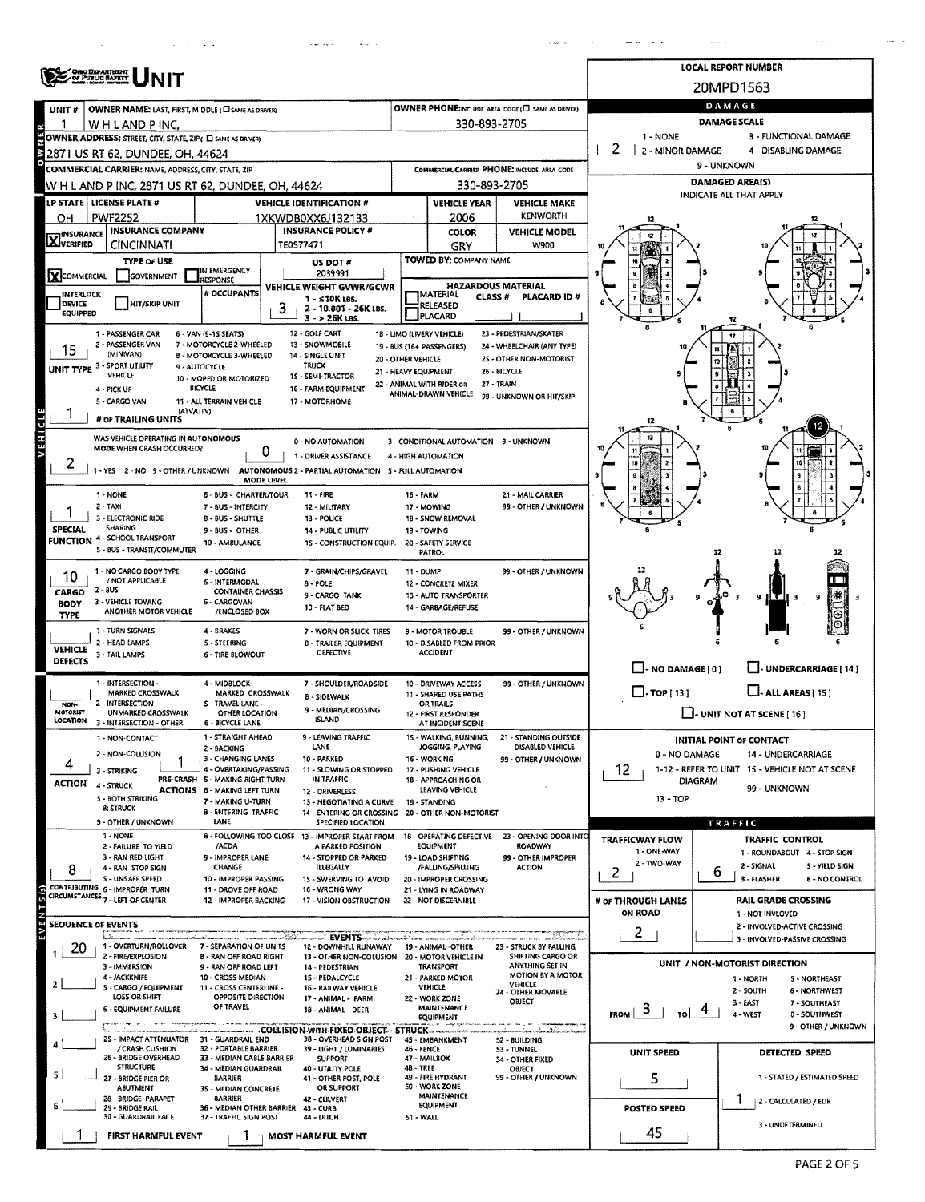# UNIT

**LOCAL REPORT NUMBER:** 20MPD1563

| Field | Value |
|---|---|
| UNIT # | 1 |
| OWNER NAME: LAST, FIRST, MIDDLE | W H L AND P INC, |
| OWNER PHONE | 330-893-2705 |
| OWNER ADDRESS: STREET, CITY, STATE, ZIP | 2871 US RT 62, DUNDEE, OH, 44624 |
| COMMERCIAL CARRIER: NAME, ADDRESS, CITY, STATE, ZIP | W H L AND P INC, 2871 US RT 62, DUNDEE, OH, 44624 |
| COMMERCIAL CARRIER PHONE | 330-893-2705 |
| LP STATE | OH |
| LICENSE PLATE # | PWF2252 |
| VEHICLE IDENTIFICATION # | 1XKWDB0XX6J132133 |
| VEHICLE YEAR | 2006 |
| VEHICLE MAKE | KENWORTH |
| INSURANCE | X VERIFIED |
| INSURANCE COMPANY | CINCINNATI |
| INSURANCE POLICY # | TE0577471 |
| COLOR | GRY |
| VEHICLE MODEL | W900 |
| TYPE OF USE | X COMMERCIAL |
| US DOT # | 2039991 |
| TOWED BY: COMPANY NAME | |
| VEHICLE WEIGHT GVWR/GCWR | 3 (1 - ≤10K LBS., 2 - 10.001 - 26K LBS., 3 - > 26K LBS.) |
| HAZARDOUS MATERIAL | |
| UNIT TYPE | 15 |
| # OF TRAILING UNITS | 1 |
| WAS VEHICLE OPERATING IN AUTONOMOUS MODE WHEN CRASH OCCURRED? | 2 |
| AUTONOMOUS MODE LEVEL | 0 |
| SPECIAL FUNCTION | 1 |
| CARGO BODY TYPE | 10 |
| VEHICLE DEFECTS | |
| NON-MOTORIST LOCATION | |
| ACTION | 4 |
| PRE-CRASH ACTIONS | 1 |
| CONTRIBUTING CIRCUMSTANCES | 8 |

**UNIT TYPE:** 1 - PASSENGER CAR; 2 - PASSENGER VAN (MINIVAN); 3 - SPORT UTILITY VEHICLE; 4 - PICK UP; 5 - CARGO VAN; 6 - VAN (9-15 SEATS); 7 - MOTORCYCLE 2-WHEELED; 8 - MOTORCYCLE 3-WHEELED; 9 - AUTOCYCLE; 10 - MOPED OR MOTORIZED BICYCLE; 11 - ALL TERRAIN VEHICLE (ATV/UTV); 12 - GOLF CART; 13 - SNOWMOBILE; 14 - SINGLE UNIT TRUCK; 15 - SEMI-TRACTOR; 16 - FARM EQUIPMENT; 17 - MOTORHOME; 18 - LIMO (LIVERY VEHICLE); 19 - BUS (16+ PASSENGERS); 20 - OTHER VEHICLE; 21 - HEAVY EQUIPMENT; 22 - ANIMAL WITH RIDER OR ANIMAL-DRAWN VEHICLE; 23 - PEDESTRIAN/SKATER; 24 - WHEELCHAIR (ANY TYPE); 25 - OTHER NON-MOTORIST; 26 - BICYCLE; 27 - TRAIN; 99 - UNKNOWN OR HIT/SKIP

**AUTONOMOUS:** 1 - YES 2 - NO 9 - OTHER / UNKNOWN. 0 - NO AUTOMATION; 1 - DRIVER ASSISTANCE; 2 - PARTIAL AUTOMATION; 3 - CONDITIONAL AUTOMATION; 4 - HIGH AUTOMATION; 5 - FULL AUTOMATION; 9 - UNKNOWN

**SPECIAL FUNCTION:** 1 - NONE; 2 - TAXI; 3 - ELECTRONIC RIDE SHARING; 4 - SCHOOL TRANSPORT; 5 - BUS - TRANSIT/COMMUTER; 6 - BUS - CHARTER/TOUR; 7 - BUS - INTERCITY; 8 - BUS - SHUTTLE; 9 - BUS - OTHER; 10 - AMBULANCE; 11 - FIRE; 12 - MILITARY; 13 - POLICE; 14 - PUBLIC UTILITY; 15 - CONSTRUCTION EQUIP.; 16 - FARM; 17 - MOWING; 18 - SNOW REMOVAL; 19 - TOWING; 20 - SAFETY SERVICE PATROL; 21 - MAIL CARRIER; 99 - OTHER / UNKNOWN

**CARGO BODY TYPE:** 1 - NO CARGO BODY TYPE / NOT APPLICABLE; 2 - BUS; 3 - VEHICLE TOWING ANOTHER MOTOR VEHICLE; 4 - LOGGING; 5 - INTERMODAL CONTAINER CHASSIS; 6 - CARGOVAN /ENCLOSED BOX; 7 - GRAIN/CHIPS/GRAVEL; 8 - POLE; 9 - CARGO TANK; 10 - FLAT BED; 11 - DUMP; 12 - CONCRETE MIXER; 13 - AUTO TRANSPORTER; 14 - GARBAGE/REFUSE; 99 - OTHER / UNKNOWN

**VEHICLE DEFECTS:** 1 - TURN SIGNALS; 2 - HEAD LAMPS; 3 - TAIL LAMPS; 4 - BRAKES; 5 - STEERING; 6 - TIRE BLOWOUT; 7 - WORN OR SLICK TIRES; 8 - TRAILER EQUIPMENT DEFECTIVE; 9 - MOTOR TROUBLE; 10 - DISABLED FROM PRIOR ACCIDENT; 99 - OTHER / UNKNOWN

**NON-MOTORIST LOCATION:** 1 - INTERSECTION - MARKED CROSSWALK; 2 - INTERSECTION - UNMARKED CROSSWALK; 3 - INTERSECTION - OTHER; 4 - MIDBLOCK - MARKED CROSSWALK; 5 - TRAVEL LANE - OTHER LOCATION; 6 - BICYCLE LANE; 7 - SHOULDER/ROADSIDE; 8 - SIDEWALK; 9 - MEDIAN/CROSSING ISLAND; 10 - DRIVEWAY ACCESS; 11 - SHARED USE PATHS OR TRAILS; 12 - FIRST RESPONDER AT INCIDENT SCENE; 99 - OTHER / UNKNOWN

**ACTION:** 1 - NON-CONTACT; 2 - NON-COLLISION; 3 - STRIKING; 4 - STRUCK; 5 - BOTH STRIKING & STRUCK; 9 - OTHER / UNKNOWN

**PRE-CRASH ACTIONS:** 1 - STRAIGHT AHEAD; 2 - BACKING; 3 - CHANGING LANES; 4 - OVERTAKING/PASSING; 5 - MAKING RIGHT TURN; 6 - MAKING LEFT TURN; 7 - MAKING U-TURN; 8 - ENTERING TRAFFIC LANE; 9 - LEAVING TRAFFIC LANE; 10 - PARKED; 11 - SLOWING OR STOPPED IN TRAFFIC; 12 - DRIVERLESS; 13 - NEGOTIATING A CURVE; 14 - ENTERING OR CROSSING SPECIFIED LOCATION; 15 - WALKING, RUNNING, JOGGING, PLAYING; 16 - WORKING; 17 - PUSHING VEHICLE; 18 - APPROACHING OR LEAVING VEHICLE; 19 - STANDING; 20 - OTHER NON-MOTORIST; 21 - STANDING OUTSIDE DISABLED VEHICLE; 99 - OTHER / UNKNOWN

**CONTRIBUTING CIRCUMSTANCES:** 1 - NONE; 2 - FAILURE TO YIELD; 3 - RAN RED LIGHT; 4 - RAN STOP SIGN; 5 - UNSAFE SPEED; 6 - IMPROPER TURN; 7 - LEFT OF CENTER; 8 - FOLLOWING TOO CLOSE /ACDA; 9 - IMPROPER LANE CHANGE; 10 - IMPROPER PASSING; 11 - DROVE OFF ROAD; 12 - IMPROPER BACKING; 13 - IMPROPER START FROM A PARKED POSITION; 14 - STOPPED OR PARKED ILLEGALLY; 15 - SWERVING TO AVOID; 16 - WRONG WAY; 17 - VISION OBSTRUCTION; 18 - OPERATING DEFECTIVE EQUIPMENT; 19 - LOAD SHIFTING /FALLING/SPILLING; 20 - IMPROPER CROSSING; 21 - LYING IN ROADWAY; 22 - NOT DISCERNIBLE; 23 - OPENING DOOR INTO ROADWAY; 99 - OTHER IMPROPER ACTION

## SEQUENCE OF EVENTS

| # | Event |
|---|---|
| 1 | 20 |
| 2 | |
| 3 | |
| 4 | |
| 5 | |
| 6 | |

| FIRST HARMFUL EVENT | MOST HARMFUL EVENT |
|---|---|
| 1 | 1 |

**EVENTS:** 1 - OVERTURN/ROLLOVER; 2 - FIRE/EXPLOSION; 3 - IMMERSION; 4 - JACKKNIFE; 5 - CARGO / EQUIPMENT LOSS OR SHIFT; 6 - EQUIPMENT FAILURE; 7 - SEPARATION OF UNITS; 8 - RAN OFF ROAD RIGHT; 9 - RAN OFF ROAD LEFT; 10 - CROSS MEDIAN; 11 - CROSS CENTERLINE - OPPOSITE DIRECTION OF TRAVEL; 12 - DOWNHILL RUNAWAY; 13 - OTHER NON-COLLISION; 14 - PEDESTRIAN; 15 - PEDALCYCLE; 16 - RAILWAY VEHICLE; 17 - ANIMAL - FARM; 18 - ANIMAL - DEER; 19 - ANIMAL -OTHER; 20 - MOTOR VEHICLE IN TRANSPORT; 21 - PARKED MOTOR VEHICLE; 22 - WORK ZONE MAINTENANCE EQUIPMENT; 23 - STRUCK BY FALLING, SHIFTING CARGO OR ANYTHING SET IN MOTION BY A MOTOR VEHICLE; 24 - OTHER MOVABLE OBJECT

**COLLISION WITH FIXED OBJECT - STRUCK:** 25 - IMPACT ATTENUATOR / CRASH CUSHION; 26 - BRIDGE OVERHEAD STRUCTURE; 27 - BRIDGE PIER OR ABUTMENT; 28 - BRIDGE PARAPET; 29 - BRIDGE RAIL; 30 - GUARDRAIL FACE; 31 - GUARDRAIL END; 32 - PORTABLE BARRIER; 33 - MEDIAN CABLE BARRIER; 34 - MEDIAN GUARDRAIL BARRIER; 35 - MEDIAN CONCRETE BARRIER; 36 - MEDIAN OTHER BARRIER; 37 - TRAFFIC SIGN POST; 38 - OVERHEAD SIGN POST; 39 - LIGHT / LUMINARIES SUPPORT; 40 - UTILITY POLE; 41 - OTHER POST, POLE OR SUPPORT; 42 - CULVERT; 43 - CURB; 44 - DITCH; 45 - EMBANKMENT; 46 - FENCE; 47 - MAILBOX; 48 - TREE; 49 - FIRE HYDRANT; 50 - WORK ZONE MAINTENANCE EQUIPMENT; 51 - WALL; 52 - BUILDING; 53 - TUNNEL; 54 - OTHER FIXED OBJECT; 99 - OTHER / UNKNOWN

## DAMAGE

**DAMAGE SCALE:** 2 (1 - NONE; 2 - MINOR DAMAGE; 3 - FUNCTIONAL DAMAGE; 4 - DISABLING DAMAGE; 9 - UNKNOWN)

**DAMAGED AREA(S)** (INDICATE ALL THAT APPLY): 12

☐ - NO DAMAGE [0] ☐ - UNDERCARRIAGE [14] ☐ - TOP [13] ☐ - ALL AREAS [15] ☐ - UNIT NOT AT SCENE [16]

**INITIAL POINT OF CONTACT:** 12 (0 - NO DAMAGE; 1-12 - REFER TO UNIT DIAGRAM; 13 - TOP; 14 - UNDERCARRIAGE; 15 - VEHICLE NOT AT SCENE; 99 - UNKNOWN)

## TRAFFIC

| Field | Value |
|---|---|
| TRAFFICWAY FLOW (1 - ONE-WAY, 2 - TWO-WAY) | 2 |
| TRAFFIC CONTROL | 6 |
| # OF THROUGH LANES ON ROAD | 2 |
| RAIL GRADE CROSSING | |
| UNIT / NON-MOTORIST DIRECTION | FROM 3 TO 4 |
| UNIT SPEED | 5 |
| DETECTED SPEED | 1 |
| POSTED SPEED | 45 |

**TRAFFIC CONTROL:** 1 - ROUNDABOUT; 2 - SIGNAL; 3 - FLASHER; 4 - STOP SIGN; 5 - YIELD SIGN; 6 - NO CONTROL

**RAIL GRADE CROSSING:** 1 - NOT INVLOVED; 2 - INVOLVED-ACTIVE CROSSING; 3 - INVOLVED-PASSIVE CROSSING

**DIRECTION:** 1 - NORTH; 2 - SOUTH; 3 - EAST; 4 - WEST; 5 - NORTHEAST; 6 - NORTHWEST; 7 - SOUTHEAST; 8 - SOUTHWEST; 9 - OTHER / UNKNOWN

**DETECTED SPEED:** 1 - STATED / ESTIMATED SPEED; 2 - CALCULATED / EDR; 3 - UNDETERMINED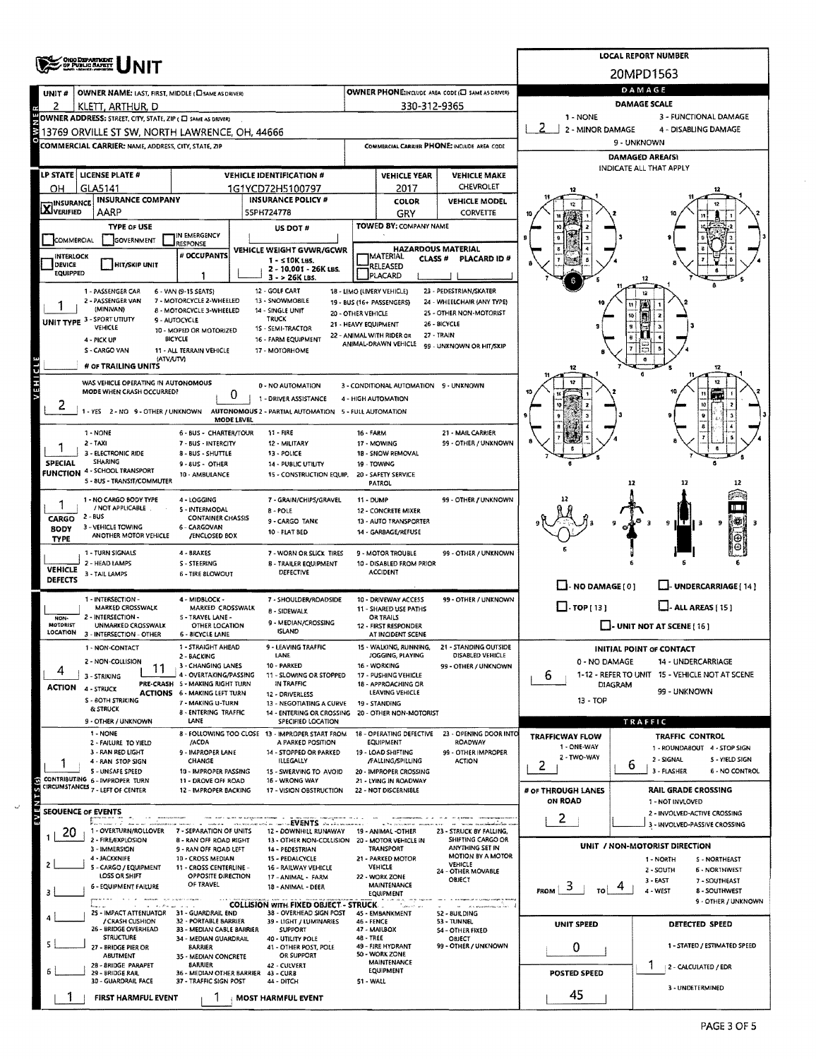# Ohio Department of Public Safety — UNIT

**LOCAL REPORT NUMBER:** 20MPD1563

| Field | Value |
|---|---|
| UNIT # | 2 |
| OWNER NAME: LAST, FIRST, MIDDLE (☐ SAME AS DRIVER) | KLETT, ARTHUR, D |
| OWNER PHONE: INCLUDE AREA CODE (☐ SAME AS DRIVER) | 330-312-9365 |
| OWNER ADDRESS: STREET, CITY, STATE, ZIP (☐ SAME AS DRIVER) | 13769 ORVILLE ST SW, NORTH LAWRENCE, OH, 44666 |
| COMMERCIAL CARRIER: NAME, ADDRESS, CITY, STATE, ZIP | |
| COMMERCIAL CARRIER PHONE: INCLUDE AREA CODE | |

| LP STATE | LICENSE PLATE # | VEHICLE IDENTIFICATION # | VEHICLE YEAR | VEHICLE MAKE |
|---|---|---|---|---|
| OH | GLA5141 | 1G1YCD72H5100797 | 2017 | CHEVROLET |

| INSURANCE | INSURANCE COMPANY | INSURANCE POLICY # | COLOR | VEHICLE MODEL |
|---|---|---|---|---|
| ☒ VERIFIED | AARP | 55PH724778 | GRY | CORVETTE |

**TYPE OF USE:** ☐ COMMERCIAL ☐ GOVERNMENT ☐ IN EMERGENCY RESPONSE

**US DOT #:**

**TOWED BY: COMPANY NAME:**

☐ INTERLOCK DEVICE EQUIPPED ☐ HIT/SKIP UNIT

**# OCCUPANTS:** 1

**VEHICLE WEIGHT GVWR/GCWR:** 1 - ≤10K LBS. 2 - 10,001 - 26K LBS. 3 - > 26K LBS.

**HAZARDOUS MATERIAL:** ☐ MATERIAL RELEASED ☐ PLACARD CLASS # PLACARD ID #

**UNIT TYPE:** 1
1 - PASSENGER CAR; 2 - PASSENGER VAN (MINIVAN); 3 - SPORT UTILITY VEHICLE; 4 - PICK UP; 5 - CARGO VAN; 6 - VAN (9-15 SEATS); 7 - MOTORCYCLE 2-WHEELED; 8 - MOTORCYCLE 3-WHEELED; 9 - AUTOCYCLE; 10 - MOPED OR MOTORIZED BICYCLE; 11 - ALL TERRAIN VEHICLE (ATV/UTV); 12 - GOLF CART; 13 - SNOWMOBILE; 14 - SINGLE UNIT TRUCK; 15 - SEMI-TRACTOR; 16 - FARM EQUIPMENT; 17 - MOTORHOME; 18 - LIMO (LIVERY VEHICLE); 19 - BUS (16+ PASSENGERS); 20 - OTHER VEHICLE; 21 - HEAVY EQUIPMENT; 22 - ANIMAL WITH RIDER OR ANIMAL-DRAWN VEHICLE; 23 - PEDESTRIAN/SKATER; 24 - WHEELCHAIR (ANY TYPE); 25 - OTHER NON-MOTORIST; 26 - BICYCLE; 27 - TRAIN; 99 - UNKNOWN OR HIT/SKIP

**# OF TRAILING UNITS:**

**WAS VEHICLE OPERATING IN AUTONOMOUS MODE WHEN CRASH OCCURRED?** 2
1 - YES 2 - NO 9 - OTHER / UNKNOWN

**AUTONOMOUS MODE LEVEL:** 0
0 - NO AUTOMATION; 1 - DRIVER ASSISTANCE; 2 - PARTIAL AUTOMATION; 3 - CONDITIONAL AUTOMATION; 4 - HIGH AUTOMATION; 5 - FULL AUTOMATION; 9 - UNKNOWN

**SPECIAL FUNCTION:** 1
1 - NONE; 2 - TAXI; 3 - ELECTRONIC RIDE SHARING; 4 - SCHOOL TRANSPORT; 5 - BUS - TRANSIT/COMMUTER; 6 - BUS - CHARTER/TOUR; 7 - BUS - INTERCITY; 8 - BUS - SHUTTLE; 9 - BUS - OTHER; 10 - AMBULANCE; 11 - FIRE; 12 - MILITARY; 13 - POLICE; 14 - PUBLIC UTILITY; 15 - CONSTRUCTION EQUIP.; 16 - FARM; 17 - MOWING; 18 - SNOW REMOVAL; 19 - TOWING; 20 - SAFETY SERVICE PATROL; 21 - MAIL CARRIER; 99 - OTHER / UNKNOWN

**CARGO BODY TYPE:** 1
1 - NO CARGO BODY TYPE / NOT APPLICABLE; 2 - BUS; 3 - VEHICLE TOWING ANOTHER MOTOR VEHICLE; 4 - LOGGING; 5 - INTERMODAL CONTAINER CHASSIS; 6 - CARGOVAN /ENCLOSED BOX; 7 - GRAIN/CHIPS/GRAVEL; 8 - POLE; 9 - CARGO TANK; 10 - FLAT BED; 11 - DUMP; 12 - CONCRETE MIXER; 13 - AUTO TRANSPORTER; 14 - GARBAGE/REFUSE; 99 - OTHER / UNKNOWN

**VEHICLE DEFECTS:**
1 - TURN SIGNALS; 2 - HEAD LAMPS; 3 - TAIL LAMPS; 4 - BRAKES; 5 - STEERING; 6 - TIRE BLOWOUT; 7 - WORN OR SLICK TIRES; 8 - TRAILER EQUIPMENT DEFECTIVE; 9 - MOTOR TROUBLE; 10 - DISABLED FROM PRIOR ACCIDENT; 99 - OTHER / UNKNOWN

**NON-MOTORIST LOCATION:**
1 - INTERSECTION - MARKED CROSSWALK; 2 - INTERSECTION - UNMARKED CROSSWALK; 3 - INTERSECTION - OTHER; 4 - MIDBLOCK - MARKED CROSSWALK; 5 - TRAVEL LANE - OTHER LOCATION; 6 - BICYCLE LANE; 7 - SHOULDER/ROADSIDE; 8 - SIDEWALK; 9 - MEDIAN/CROSSING ISLAND; 10 - DRIVEWAY ACCESS; 11 - SHARED USE PATHS OR TRAILS; 12 - FIRST RESPONDER AT INCIDENT SCENE; 99 - OTHER / UNKNOWN

**ACTION:** 4 **PRE-CRASH ACTIONS:** 11
1 - NON-CONTACT; 2 - NON-COLLISION; 3 - STRIKING; 4 - STRUCK; 5 - BOTH STRIKING & STRUCK; 9 - OTHER / UNKNOWN
1 - STRAIGHT AHEAD; 2 - BACKING; 3 - CHANGING LANES; 4 - OVERTAKING/PASSING; 5 - MAKING RIGHT TURN; 6 - MAKING LEFT TURN; 7 - MAKING U-TURN; 8 - ENTERING TRAFFIC LANE; 9 - LEAVING TRAFFIC LANE; 10 - PARKED; 11 - SLOWING OR STOPPED IN TRAFFIC; 12 - DRIVERLESS; 13 - NEGOTIATING A CURVE; 14 - ENTERING OR CROSSING SPECIFIED LOCATION; 15 - WALKING, RUNNING, JOGGING, PLAYING; 16 - WORKING; 17 - PUSHING VEHICLE; 18 - APPROACHING OR LEAVING VEHICLE; 19 - STANDING; 20 - OTHER NON-MOTORIST; 21 - STANDING OUTSIDE DISABLED VEHICLE; 99 - OTHER / UNKNOWN

**CONTRIBUTING CIRCUMSTANCES:** 1
1 - NONE; 2 - FAILURE TO YIELD; 3 - RAN RED LIGHT; 4 - RAN STOP SIGN; 5 - UNSAFE SPEED; 6 - IMPROPER TURN; 7 - LEFT OF CENTER; 8 - FOLLOWING TOO CLOSE /ACDA; 9 - IMPROPER LANE CHANGE; 10 - IMPROPER PASSING; 11 - DROVE OFF ROAD; 12 - IMPROPER BACKING; 13 - IMPROPER START FROM A PARKED POSITION; 14 - STOPPED OR PARKED ILLEGALLY; 15 - SWERVING TO AVOID; 16 - WRONG WAY; 17 - VISION OBSTRUCTION; 18 - OPERATING DEFECTIVE EQUIPMENT; 19 - LOAD SHIFTING /FALLING/SPILLING; 20 - IMPROPER CROSSING; 21 - LYING IN ROADWAY; 22 - NOT DISCERNIBLE; 23 - OPENING DOOR INTO ROADWAY; 99 - OTHER IMPROPER ACTION

## SEQUENCE OF EVENTS

| # | Event |
|---|---|
| 1 | 20 |
| 2 | |
| 3 | |
| 4 | |
| 5 | |
| 6 | |

**EVENTS:** 1 - OVERTURN/ROLLOVER; 2 - FIRE/EXPLOSION; 3 - IMMERSION; 4 - JACKKNIFE; 5 - CARGO / EQUIPMENT LOSS OR SHIFT; 6 - EQUIPMENT FAILURE; 7 - SEPARATION OF UNITS; 8 - RAN OFF ROAD RIGHT; 9 - RAN OFF ROAD LEFT; 10 - CROSS MEDIAN; 11 - CROSS CENTERLINE - OPPOSITE DIRECTION OF TRAVEL; 12 - DOWNHILL RUNAWAY; 13 - OTHER NON-COLLISION; 14 - PEDESTRIAN; 15 - PEDALCYCLE; 16 - RAILWAY VEHICLE; 17 - ANIMAL - FARM; 18 - ANIMAL - DEER; 19 - ANIMAL -OTHER; 20 - MOTOR VEHICLE IN TRANSPORT; 21 - PARKED MOTOR VEHICLE; 22 - WORK ZONE MAINTENANCE EQUIPMENT; 23 - STRUCK BY FALLING, SHIFTING CARGO OR ANYTHING SET IN MOTION BY A MOTOR VEHICLE; 24 - OTHER MOVABLE OBJECT

**COLLISION WITH FIXED OBJECT - STRUCK:** 25 - IMPACT ATTENUATOR / CRASH CUSHION; 26 - BRIDGE OVERHEAD STRUCTURE; 27 - BRIDGE PIER OR ABUTMENT; 28 - BRIDGE PARAPET; 29 - BRIDGE RAIL; 30 - GUARDRAIL FACE; 31 - GUARDRAIL END; 32 - PORTABLE BARRIER; 33 - MEDIAN CABLE BARRIER; 34 - MEDIAN GUARDRAIL BARRIER; 35 - MEDIAN CONCRETE BARRIER; 36 - MEDIAN OTHER BARRIER; 37 - TRAFFIC SIGN POST; 38 - OVERHEAD SIGN POST; 39 - LIGHT / LUMINARIES SUPPORT; 40 - UTILITY POLE; 41 - OTHER POST, POLE OR SUPPORT; 42 - CULVERT; 43 - CURB; 44 - DITCH; 45 - EMBANKMENT; 46 - FENCE; 47 - MAILBOX; 48 - TREE; 49 - FIRE HYDRANT; 50 - WORK ZONE MAINTENANCE EQUIPMENT; 51 - WALL; 52 - BUILDING; 53 - TUNNEL; 54 - OTHER FIXED OBJECT; 99 - OTHER / UNKNOWN

**FIRST HARMFUL EVENT:** 1 **MOST HARMFUL EVENT:** 1

## DAMAGE

**DAMAGE SCALE:** 2
1 - NONE; 2 - MINOR DAMAGE; 3 - FUNCTIONAL DAMAGE; 4 - DISABLING DAMAGE; 9 - UNKNOWN

**DAMAGED AREA(S):** INDICATE ALL THAT APPLY — 6

☐ NO DAMAGE [0] ☐ UNDERCARRIAGE [14] ☐ TOP [13] ☐ ALL AREAS [15] ☐ UNIT NOT AT SCENE [16]

**INITIAL POINT OF CONTACT:** 6
0 - NO DAMAGE; 1-12 - REFER TO UNIT DIAGRAM; 13 - TOP; 14 - UNDERCARRIAGE; 15 - VEHICLE NOT AT SCENE; 99 - UNKNOWN

## TRAFFIC

**TRAFFICWAY FLOW:** 2 (1 - ONE-WAY; 2 - TWO-WAY)

**TRAFFIC CONTROL:** 6
1 - ROUNDABOUT; 2 - SIGNAL; 3 - FLASHER; 4 - STOP SIGN; 5 - YIELD SIGN; 6 - NO CONTROL

**# OF THROUGH LANES ON ROAD:** 2

**RAIL GRADE CROSSING:** 1 - NOT INVOLVED; 2 - INVOLVED-ACTIVE CROSSING; 3 - INVOLVED-PASSIVE CROSSING

**UNIT / NON-MOTORIST DIRECTION:** FROM 3 TO 4
1 - NORTH; 2 - SOUTH; 3 - EAST; 4 - WEST; 5 - NORTHEAST; 6 - NORTHWEST; 7 - SOUTHEAST; 8 - SOUTHWEST; 9 - OTHER / UNKNOWN

**UNIT SPEED:** 0

**POSTED SPEED:** 45

**DETECTED SPEED:** 1
1 - STATED / ESTIMATED SPEED; 2 - CALCULATED / EDR; 3 - UNDETERMINED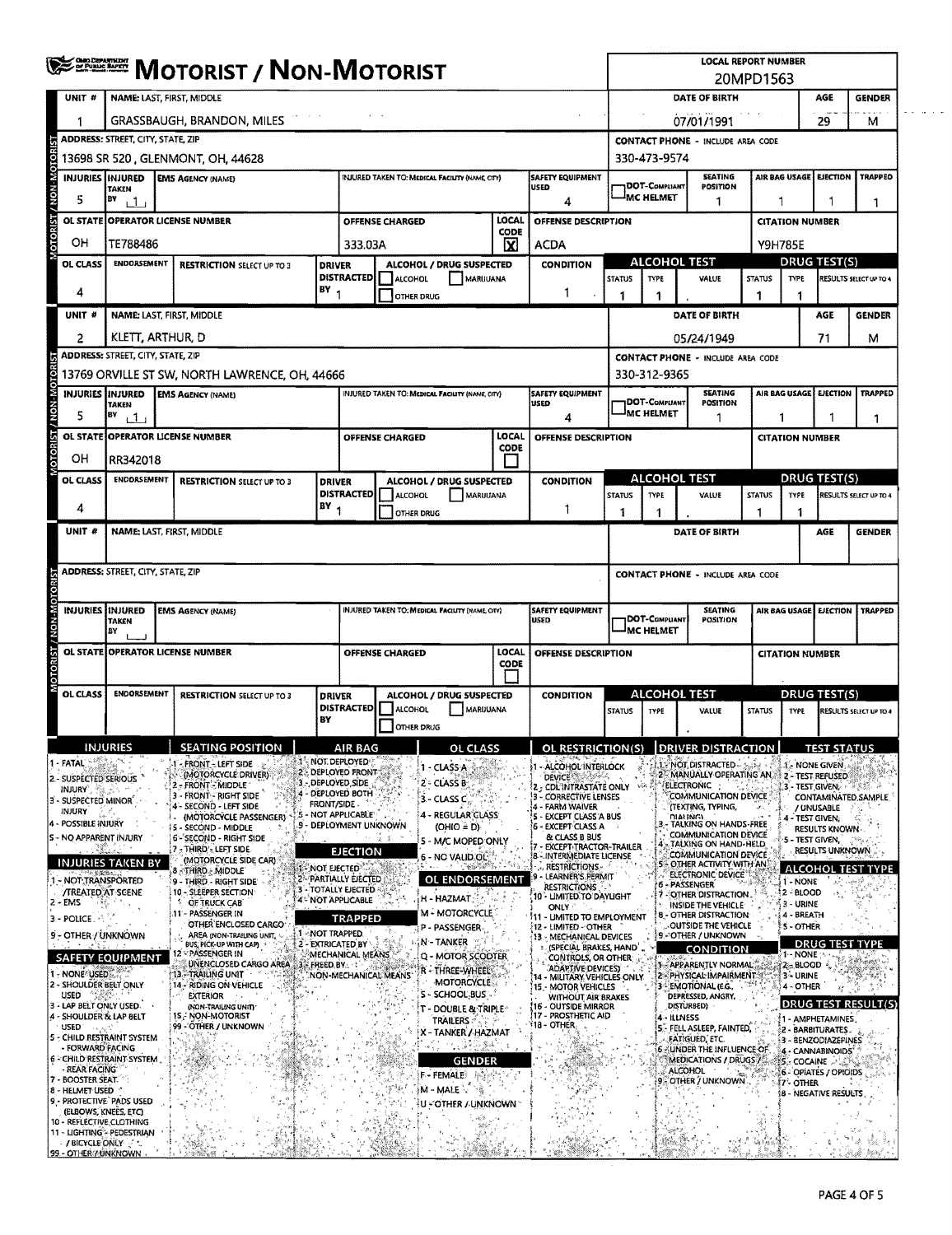# MOTORIST / NON-MOTORIST

**LOCAL REPORT NUMBER:** 20MPD1563

## Unit 1

| Field | Value |
|---|---|
| UNIT # | 1 |
| NAME: LAST, FIRST, MIDDLE | GRASSBAUGH, BRANDON, MILES |
| DATE OF BIRTH | 07/01/1991 |
| AGE | 29 |
| GENDER | M |
| ADDRESS: STREET, CITY, STATE, ZIP | 13698 SR 520 , GLENMONT, OH, 44628 |
| CONTACT PHONE - INCLUDE AREA CODE | 330-473-9574 |
| INJURIES | 5 |
| INJURED TAKEN BY | 1 |
| EMS AGENCY (NAME) | |
| INJURED TAKEN TO: MEDICAL FACILITY (NAME, CITY) | |
| SAFETY EQUIPMENT USED | 4 |
| DOT-COMPLIANT MC HELMET | |
| SEATING POSITION | 1 |
| AIR BAG USAGE | 1 |
| EJECTION | 1 |
| TRAPPED | 1 |
| OL STATE | OH |
| OPERATOR LICENSE NUMBER | TE788486 |
| OFFENSE CHARGED | 333.03A |
| LOCAL CODE | X |
| OFFENSE DESCRIPTION | ACDA |
| CITATION NUMBER | Y9H785E |
| OL CLASS | 4 |
| ENDORSEMENT | |
| RESTRICTION SELECT UP TO 3 | |
| DRIVER DISTRACTED BY | 1 |
| ALCOHOL / DRUG SUSPECTED | |
| CONDITION | 1 |
| ALCOHOL TEST STATUS | 1 |
| ALCOHOL TEST TYPE | 1 |
| ALCOHOL TEST VALUE | |
| DRUG TEST(S) STATUS | 1 |
| DRUG TEST(S) TYPE | 1 |
| RESULTS SELECT UP TO 4 | |

## Unit 2

| Field | Value |
|---|---|
| UNIT # | 2 |
| NAME: LAST, FIRST, MIDDLE | KLETT, ARTHUR, D |
| DATE OF BIRTH | 05/24/1949 |
| AGE | 71 |
| GENDER | M |
| ADDRESS: STREET, CITY, STATE, ZIP | 13769 ORVILLE ST SW, NORTH LAWRENCE, OH, 44666 |
| CONTACT PHONE - INCLUDE AREA CODE | 330-312-9365 |
| INJURIES | 5 |
| INJURED TAKEN BY | 1 |
| EMS AGENCY (NAME) | |
| INJURED TAKEN TO: MEDICAL FACILITY (NAME, CITY) | |
| SAFETY EQUIPMENT USED | 4 |
| DOT-COMPLIANT MC HELMET | |
| SEATING POSITION | 1 |
| AIR BAG USAGE | 1 |
| EJECTION | 1 |
| TRAPPED | 1 |
| OL STATE | OH |
| OPERATOR LICENSE NUMBER | RR342018 |
| OFFENSE CHARGED | |
| LOCAL CODE | |
| OFFENSE DESCRIPTION | |
| CITATION NUMBER | |
| OL CLASS | 4 |
| ENDORSEMENT | |
| RESTRICTION SELECT UP TO 3 | |
| DRIVER DISTRACTED BY | 1 |
| ALCOHOL / DRUG SUSPECTED | |
| CONDITION | 1 |
| ALCOHOL TEST STATUS | 1 |
| ALCOHOL TEST TYPE | 1 |
| ALCOHOL TEST VALUE | |
| DRUG TEST(S) STATUS | 1 |
| DRUG TEST(S) TYPE | 1 |
| RESULTS SELECT UP TO 4 | |

## Unit (blank)

| Field | Value |
|---|---|
| UNIT # | |
| NAME: LAST, FIRST, MIDDLE | |
| DATE OF BIRTH | |
| AGE | |
| GENDER | |
| ADDRESS: STREET, CITY, STATE, ZIP | |
| CONTACT PHONE - INCLUDE AREA CODE | |
| INJURIES | |
| INJURED TAKEN BY | |
| OL STATE | |
| OPERATOR LICENSE NUMBER | |
| OL CLASS | |

## Codes

**INJURIES**
1 - FATAL
2 - SUSPECTED SERIOUS INJURY
3 - SUSPECTED MINOR INJURY
4 - POSSIBLE INJURY
5 - NO APPARENT INJURY

**INJURIES TAKEN BY**
1 - NOT TRANSPORTED /TREATED AT SCENE
2 - EMS
3 - POLICE
9 - OTHER / UNKNOWN

**SAFETY EQUIPMENT**
1 - NONE USED
2 - SHOULDER BELT ONLY USED
3 - LAP BELT ONLY USED
4 - SHOULDER & LAP BELT USED
5 - CHILD RESTRAINT SYSTEM - FORWARD FACING
6 - CHILD RESTRAINT SYSTEM - REAR FACING
7 - BOOSTER SEAT
8 - HELMET USED
9 - PROTECTIVE PADS USED (ELBOWS, KNEES, ETC)
10 - REFLECTIVE CLOTHING
11 - LIGHTING - PEDESTRIAN / BICYCLE ONLY
99 - OTHER / UNKNOWN

**SEATING POSITION**
1 - FRONT - LEFT SIDE (MOTORCYCLE DRIVER)
2 - FRONT - MIDDLE
3 - FRONT - RIGHT SIDE
4 - SECOND - LEFT SIDE (MOTORCYCLE PASSENGER)
5 - SECOND - MIDDLE
6 - SECOND - RIGHT SIDE
7 - THIRD - LEFT SIDE (MOTORCYCLE SIDE CAR)
8 - THIRD - MIDDLE
9 - THIRD - RIGHT SIDE
10 - SLEEPER SECTION OF TRUCK CAB
11 - PASSENGER IN OTHER ENCLOSED CARGO AREA (NON-TRAILING UNIT, BUS, PICK-UP WITH CAP)
12 - PASSENGER IN UNENCLOSED CARGO AREA
13 - TRAILING UNIT
14 - RIDING ON VEHICLE EXTERIOR (NON-TRAILING UNIT)
15 - NON-MOTORIST
99 - OTHER / UNKNOWN

**AIR BAG**
1 - NOT DEPLOYED
2 - DEPLOYED FRONT
3 - DEPLOYED SIDE
4 - DEPLOYED BOTH FRONT/SIDE
5 - NOT APPLICABLE
9 - DEPLOYMENT UNKNOWN

**EJECTION**
1 - NOT EJECTED
2 - PARTIALLY EJECTED
3 - TOTALLY EJECTED
4 - NOT APPLICABLE

**TRAPPED**
1 - NOT TRAPPED
2 - EXTRICATED BY MECHANICAL MEANS
3 - FREED BY NON-MECHANICAL MEANS

**OL CLASS**
1 - CLASS A
2 - CLASS B
3 - CLASS C
4 - REGULAR CLASS (OHIO = D)
5 - M/C MOPED ONLY
6 - NO VALID OL

**OL ENDORSEMENT**
H - HAZMAT
M - MOTORCYCLE
P - PASSENGER
N - TANKER
Q - MOTOR SCOOTER
R - THREE-WHEEL MOTORCYCLE
S - SCHOOL BUS
T - DOUBLE & TRIPLE TRAILERS
X - TANKER / HAZMAT

**GENDER**
F - FEMALE
M - MALE
U - OTHER / UNKNOWN

**OL RESTRICTION(S)**
1 - ALCOHOL INTERLOCK DEVICE
2 - CDL INTRASTATE ONLY
3 - CORRECTIVE LENSES
4 - FARM WAIVER
5 - EXCEPT CLASS A BUS
6 - EXCEPT CLASS A & CLASS B BUS
7 - EXCEPT TRACTOR-TRAILER
8 - INTERMEDIATE LICENSE RESTRICTIONS
9 - LEARNER'S PERMIT RESTRICTIONS
10 - LIMITED TO DAYLIGHT ONLY
11 - LIMITED TO EMPLOYMENT
12 - LIMITED - OTHER
13 - MECHANICAL DEVICES (SPECIAL BRAKES, HAND CONTROLS, OR OTHER ADAPTIVE DEVICES)
14 - MILITARY VEHICLES ONLY
15 - MOTOR VEHICLES WITHOUT AIR BRAKES
16 - OUTSIDE MIRROR
17 - PROSTHETIC AID
18 - OTHER

**DRIVER DISTRACTION**
1 - NOT DISTRACTED
2 - MANUALLY OPERATING AN ELECTRONIC COMMUNICATION DEVICE (TEXTING, TYPING, DIALING)
3 - TALKING ON HANDS-FREE COMMUNICATION DEVICE
4 - TALKING ON HAND-HELD COMMUNICATION DEVICE
5 - OTHER ACTIVITY WITH AN ELECTRONIC DEVICE
6 - PASSENGER
7 - OTHER DISTRACTION INSIDE THE VEHICLE
8 - OTHER DISTRACTION OUTSIDE THE VEHICLE
9 - OTHER / UNKNOWN

**CONDITION**
1 - APPARENTLY NORMAL
2 - PHYSICAL IMPAIRMENT
3 - EMOTIONAL (E.G., DEPRESSED, ANGRY, DISTURBED)
4 - ILLNESS
5 - FELL ASLEEP, FAINTED, FATIGUED, ETC.
6 - UNDER THE INFLUENCE OF MEDICATIONS / DRUGS / ALCOHOL
9 - OTHER / UNKNOWN

**TEST STATUS**
1 - NONE GIVEN
2 - TEST REFUSED
3 - TEST GIVEN, CONTAMINATED SAMPLE / UNUSABLE
4 - TEST GIVEN, RESULTS KNOWN
5 - TEST GIVEN, RESULTS UNKNOWN

**ALCOHOL TEST TYPE**
1 - NONE
2 - BLOOD
3 - URINE
4 - BREATH
5 - OTHER

**DRUG TEST TYPE**
1 - NONE
2 - BLOOD
3 - URINE
4 - OTHER

**DRUG TEST RESULT(S)**
1 - AMPHETAMINES
2 - BARBITURATES
3 - BENZODIAZEPINES
4 - CANNABINOIDS
5 - COCAINE
6 - OPIATES / OPIOIDS
7 - OTHER
8 - NEGATIVE RESULTS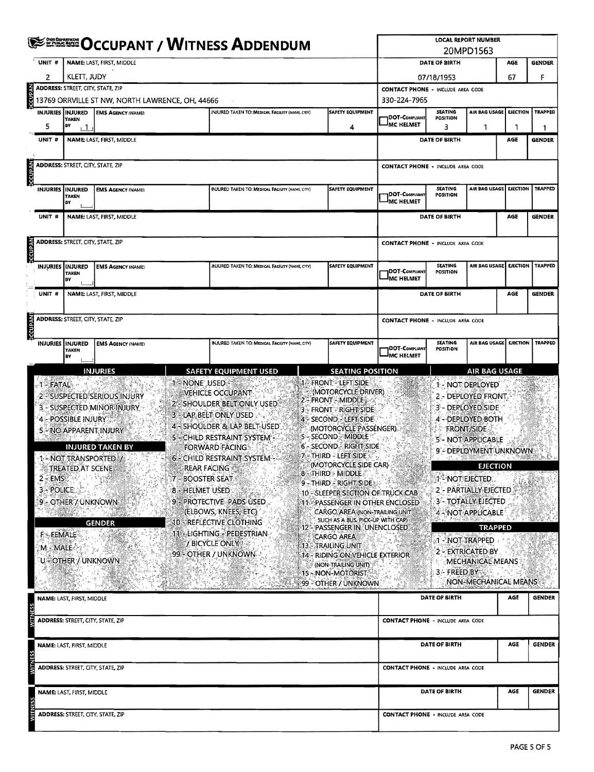# OCCUPANT / WITNESS ADDENDUM

**LOCAL REPORT NUMBER:** 20MPD1563

## OCCUPANT

| UNIT # | NAME: LAST, FIRST, MIDDLE | DATE OF BIRTH | AGE | GENDER |
|---|---|---|---|---|
| 2 | KLETT, JUDY | 07/18/1953 | 67 | F |

| ADDRESS: STREET, CITY, STATE, ZIP | CONTACT PHONE - INCLUDE AREA CODE |
|---|---|
| 13769 ORRVILLE ST NW, NORTH LAWRENCE, OH, 44666 | 330-224-7965 |

| INJURIES | INJURED TAKEN BY | EMS AGENCY (NAME) | INJURED TAKEN TO: MEDICAL FACILITY (NAME, CITY) | SAFETY EQUIPMENT | DOT-COMPLIANT MC HELMET | SEATING POSITION | AIR BAG USAGE | EJECTION | TRAPPED |
|---|---|---|---|---|---|---|---|---|---|
| 5 | 1 | | | 4 | | 3 | 1 | 1 | 1 |

## OCCUPANT

| UNIT # | NAME: LAST, FIRST, MIDDLE | DATE OF BIRTH | AGE | GENDER |
|---|---|---|---|---|
| | | | | |

| ADDRESS: STREET, CITY, STATE, ZIP | CONTACT PHONE - INCLUDE AREA CODE |
|---|---|
| | |

| INJURIES | INJURED TAKEN BY | EMS AGENCY (NAME) | INJURED TAKEN TO: MEDICAL FACILITY (NAME, CITY) | SAFETY EQUIPMENT | DOT-COMPLIANT MC HELMET | SEATING POSITION | AIR BAG USAGE | EJECTION | TRAPPED |
|---|---|---|---|---|---|---|---|---|---|
| | | | | | | | | | |

## OCCUPANT

| UNIT # | NAME: LAST, FIRST, MIDDLE | DATE OF BIRTH | AGE | GENDER |
|---|---|---|---|---|
| | | | | |

| ADDRESS: STREET, CITY, STATE, ZIP | CONTACT PHONE - INCLUDE AREA CODE |
|---|---|
| | |

| INJURIES | INJURED TAKEN BY | EMS AGENCY (NAME) | INJURED TAKEN TO: MEDICAL FACILITY (NAME, CITY) | SAFETY EQUIPMENT | DOT-COMPLIANT MC HELMET | SEATING POSITION | AIR BAG USAGE | EJECTION | TRAPPED |
|---|---|---|---|---|---|---|---|---|---|
| | | | | | | | | | |

## OCCUPANT

| UNIT # | NAME: LAST, FIRST, MIDDLE | DATE OF BIRTH | AGE | GENDER |
|---|---|---|---|---|
| | | | | |

| ADDRESS: STREET, CITY, STATE, ZIP | CONTACT PHONE - INCLUDE AREA CODE |
|---|---|
| | |

| INJURIES | INJURED TAKEN BY | EMS AGENCY (NAME) | INJURED TAKEN TO: MEDICAL FACILITY (NAME, CITY) | SAFETY EQUIPMENT | DOT-COMPLIANT MC HELMET | SEATING POSITION | AIR BAG USAGE | EJECTION | TRAPPED |
|---|---|---|---|---|---|---|---|---|---|
| | | | | | | | | | |

## CODES

### INJURIES
1 - FATAL
2 - SUSPECTED SERIOUS INJURY
3 - SUSPECTED MINOR INJURY
4 - POSSIBLE INJURY
5 - NO APPARENT INJURY

### INJURED TAKEN BY
1 - NOT TRANSPORTED / TREATED AT SCENE
2 - EMS
3 - POLICE
9 - OTHER / UNKNOWN

### GENDER
F - FEMALE
M - MALE
U - OTHER / UNKNOWN

### SAFETY EQUIPMENT USED
1 - NONE USED - VEHICLE OCCUPANT
2 - SHOULDER BELT ONLY USED
3 - LAP BELT ONLY USED
4 - SHOULDER & LAP BELT USED
5 - CHILD RESTRAINT SYSTEM - FORWARD FACING
6 - CHILD RESTRAINT SYSTEM - REAR FACING
7 - BOOSTER SEAT
8 - HELMET USED
9 - PROTECTIVE PADS USED (ELBOWS, KNEES, ETC)
10 - REFLECTIVE CLOTHING
11 - LIGHTING - PEDESTRIAN / BICYCLE ONLY
99 - OTHER / UNKNOWN

### SEATING POSITION
1 - FRONT - LEFT SIDE (MOTORCYCLE DRIVER)
2 - FRONT - MIDDLE
3 - FRONT - RIGHT SIDE
4 - SECOND - LEFT SIDE (MOTORCYCLE PASSENGER)
5 - SECOND - MIDDLE
6 - SECOND - RIGHT SIDE
7 - THIRD - LEFT SIDE (MOTORCYCLE SIDE CAR)
8 - THIRD - MIDDLE
9 - THIRD - RIGHT SIDE
10 - SLEEPER SECTION OF TRUCK CAB
11 - PASSENGER IN OTHER ENCLOSED CARGO AREA (NON-TRAILING UNIT SUCH AS A BUS, PICK-UP WITH CAP)
12 - PASSENGER IN UNENCLOSED CARGO AREA
13 - TRAILING UNIT
14 - RIDING ON VEHICLE EXTERIOR (NON-TRAILING UNIT)
15 - NON-MOTORIST
99 - OTHER / UNKNOWN

### AIR BAG USAGE
1 - NOT DEPLOYED
2 - DEPLOYED FRONT
3 - DEPLOYED SIDE
4 - DEPLOYED BOTH FRONT/SIDE
5 - NOT APPLICABLE
9 - DEPLOYMENT UNKNOWN

### EJECTION
1 - NOT EJECTED
2 - PARTIALLY EJECTED
3 - TOTALLY EJECTED
4 - NOT APPLICABLE

### TRAPPED
1 - NOT TRAPPED
2 - EXTRICATED BY MECHANICAL MEANS
3 - FREED BY NON-MECHANICAL MEANS

## WITNESS

| NAME: LAST, FIRST, MIDDLE | DATE OF BIRTH | AGE | GENDER |
|---|---|---|---|
| | | | |

| ADDRESS: STREET, CITY, STATE, ZIP | CONTACT PHONE - INCLUDE AREA CODE |
|---|---|
| | |

## WITNESS

| NAME: LAST, FIRST, MIDDLE | DATE OF BIRTH | AGE | GENDER |
|---|---|---|---|
| | | | |

| ADDRESS: STREET, CITY, STATE, ZIP | CONTACT PHONE - INCLUDE AREA CODE |
|---|---|
| | |

## WITNESS

| NAME: LAST, FIRST, MIDDLE | DATE OF BIRTH | AGE | GENDER |
|---|---|---|---|
| | | | |

| ADDRESS: STREET, CITY, STATE, ZIP | CONTACT PHONE - INCLUDE AREA CODE |
|---|---|
| | |